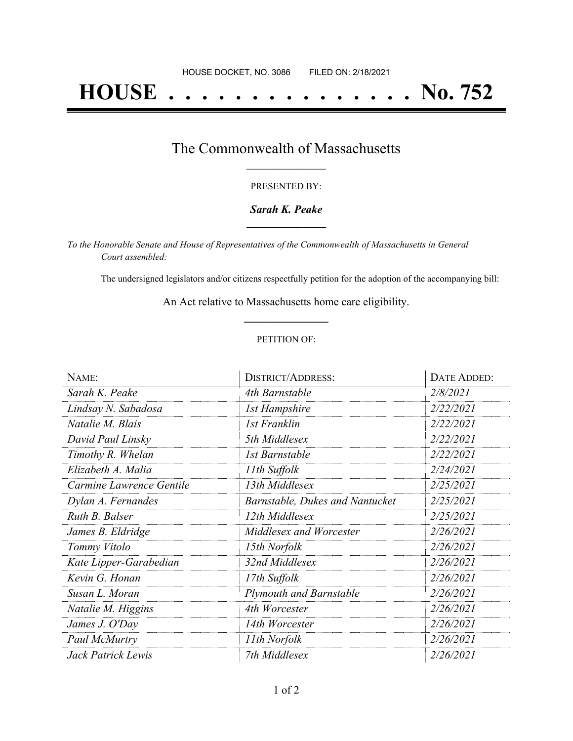HOUSE DOCKET, NO. 3086 FILED ON: 2/18/2021

# HOUSE . . . . . . . . . . . . . . . No. 752

## The Commonwealth of Massachusetts

PRESENTED BY:

***Sarah K. Peake***

*To the Honorable Senate and House of Representatives of the Commonwealth of Massachusetts in General Court assembled:*

The undersigned legislators and/or citizens respectfully petition for the adoption of the accompanying bill:

An Act relative to Massachusetts home care eligibility.

PETITION OF:

| NAME: | DISTRICT/ADDRESS: | DATE ADDED: |
|---|---|---|
| *Sarah K. Peake* | *4th Barnstable* | *2/8/2021* |
| *Lindsay N. Sabadosa* | *1st Hampshire* | *2/22/2021* |
| *Natalie M. Blais* | *1st Franklin* | *2/22/2021* |
| *David Paul Linsky* | *5th Middlesex* | *2/22/2021* |
| *Timothy R. Whelan* | *1st Barnstable* | *2/22/2021* |
| *Elizabeth A. Malia* | *11th Suffolk* | *2/24/2021* |
| *Carmine Lawrence Gentile* | *13th Middlesex* | *2/25/2021* |
| *Dylan A. Fernandes* | *Barnstable, Dukes and Nantucket* | *2/25/2021* |
| *Ruth B. Balser* | *12th Middlesex* | *2/25/2021* |
| *James B. Eldridge* | *Middlesex and Worcester* | *2/26/2021* |
| *Tommy Vitolo* | *15th Norfolk* | *2/26/2021* |
| *Kate Lipper-Garabedian* | *32nd Middlesex* | *2/26/2021* |
| *Kevin G. Honan* | *17th Suffolk* | *2/26/2021* |
| *Susan L. Moran* | *Plymouth and Barnstable* | *2/26/2021* |
| *Natalie M. Higgins* | *4th Worcester* | *2/26/2021* |
| *James J. O'Day* | *14th Worcester* | *2/26/2021* |
| *Paul McMurtry* | *11th Norfolk* | *2/26/2021* |
| *Jack Patrick Lewis* | *7th Middlesex* | *2/26/2021* |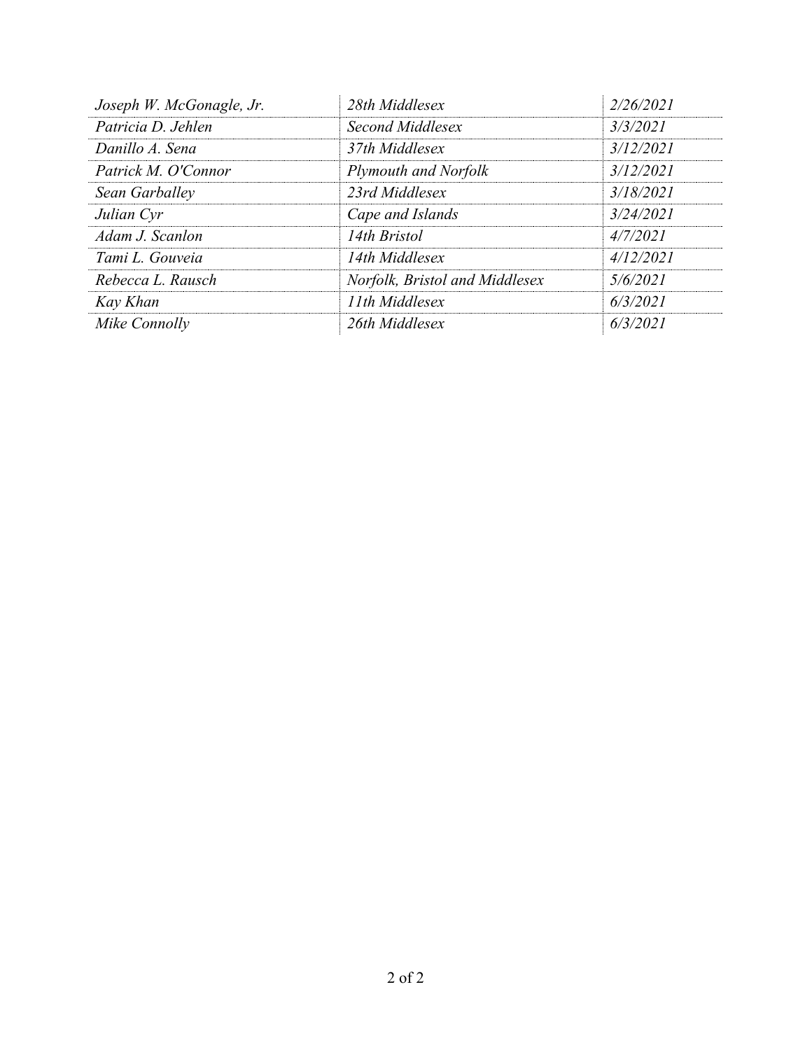| | | |
|---|---|---|
| *Joseph W. McGonagle, Jr.* | *28th Middlesex* | *2/26/2021* |
| *Patricia D. Jehlen* | *Second Middlesex* | *3/3/2021* |
| *Danillo A. Sena* | *37th Middlesex* | *3/12/2021* |
| *Patrick M. O'Connor* | *Plymouth and Norfolk* | *3/12/2021* |
| *Sean Garballey* | *23rd Middlesex* | *3/18/2021* |
| *Julian Cyr* | *Cape and Islands* | *3/24/2021* |
| *Adam J. Scanlon* | *14th Bristol* | *4/7/2021* |
| *Tami L. Gouveia* | *14th Middlesex* | *4/12/2021* |
| *Rebecca L. Rausch* | *Norfolk, Bristol and Middlesex* | *5/6/2021* |
| *Kay Khan* | *11th Middlesex* | *6/3/2021* |
| *Mike Connolly* | *26th Middlesex* | *6/3/2021* |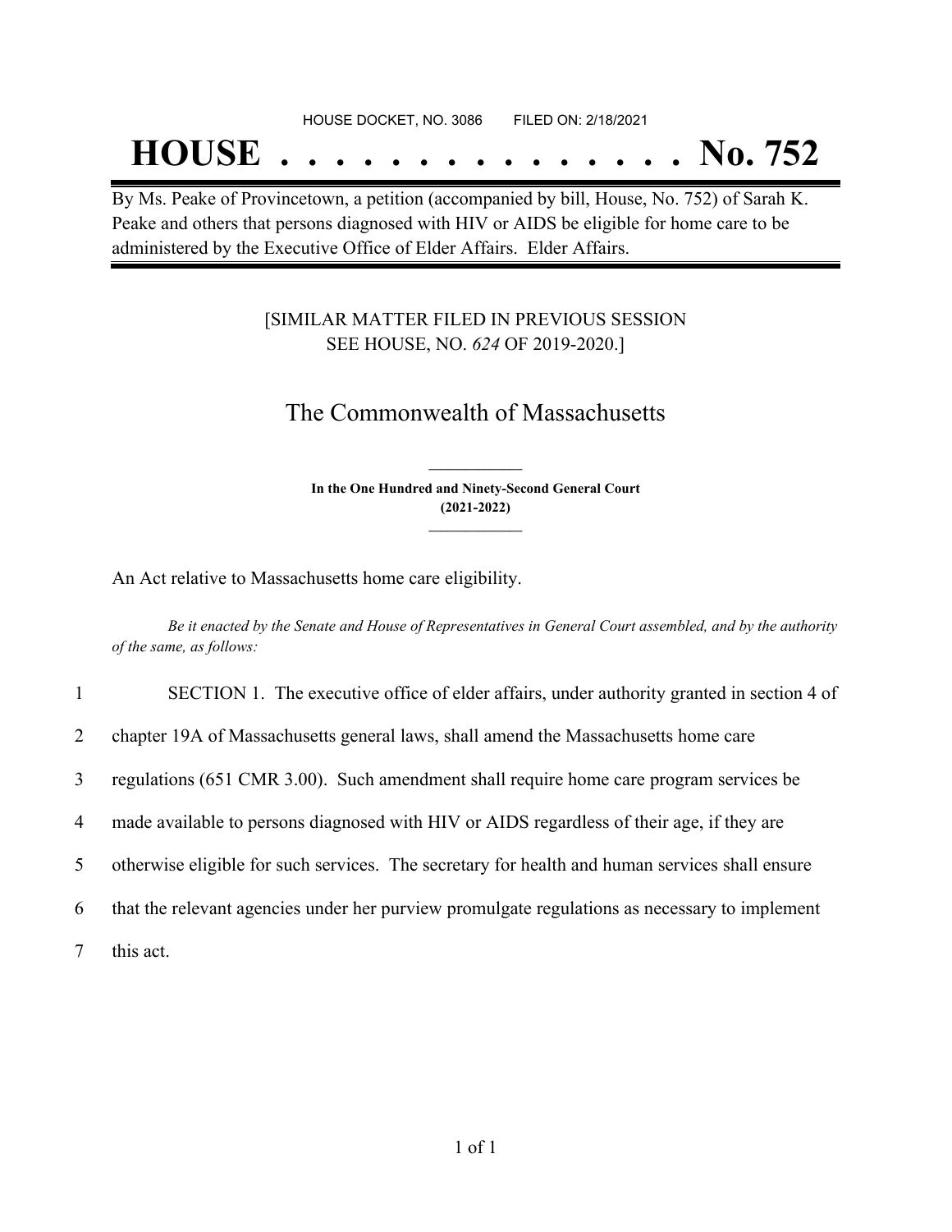HOUSE DOCKET, NO. 3086 FILED ON: 2/18/2021

# HOUSE . . . . . . . . . . . . . . . No. 752

By Ms. Peake of Provincetown, a petition (accompanied by bill, House, No. 752) of Sarah K. Peake and others that persons diagnosed with HIV or AIDS be eligible for home care to be administered by the Executive Office of Elder Affairs. Elder Affairs.

[SIMILAR MATTER FILED IN PREVIOUS SESSION
SEE HOUSE, NO. *624* OF 2019-2020.]

## The Commonwealth of Massachusetts

**In the One Hundred and Ninety-Second General Court**
**(2021-2022)**

An Act relative to Massachusetts home care eligibility.

*Be it enacted by the Senate and House of Representatives in General Court assembled, and by the authority of the same, as follows:*

1 SECTION 1. The executive office of elder affairs, under authority granted in section 4 of
2 chapter 19A of Massachusetts general laws, shall amend the Massachusetts home care
3 regulations (651 CMR 3.00). Such amendment shall require home care program services be
4 made available to persons diagnosed with HIV or AIDS regardless of their age, if they are
5 otherwise eligible for such services. The secretary for health and human services shall ensure
6 that the relevant agencies under her purview promulgate regulations as necessary to implement
7 this act.